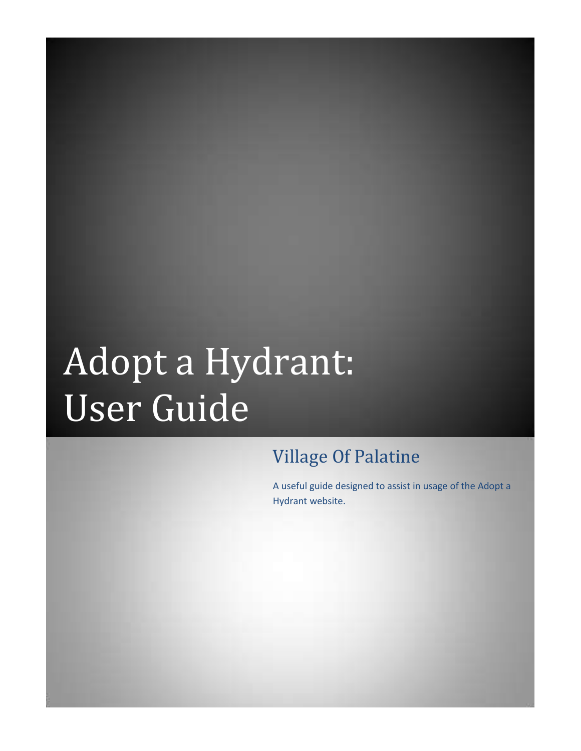# Adopt a Hydrant: User Guide

## Village Of Palatine

A useful guide designed to assist in usage of the Adopt a Hydrant website.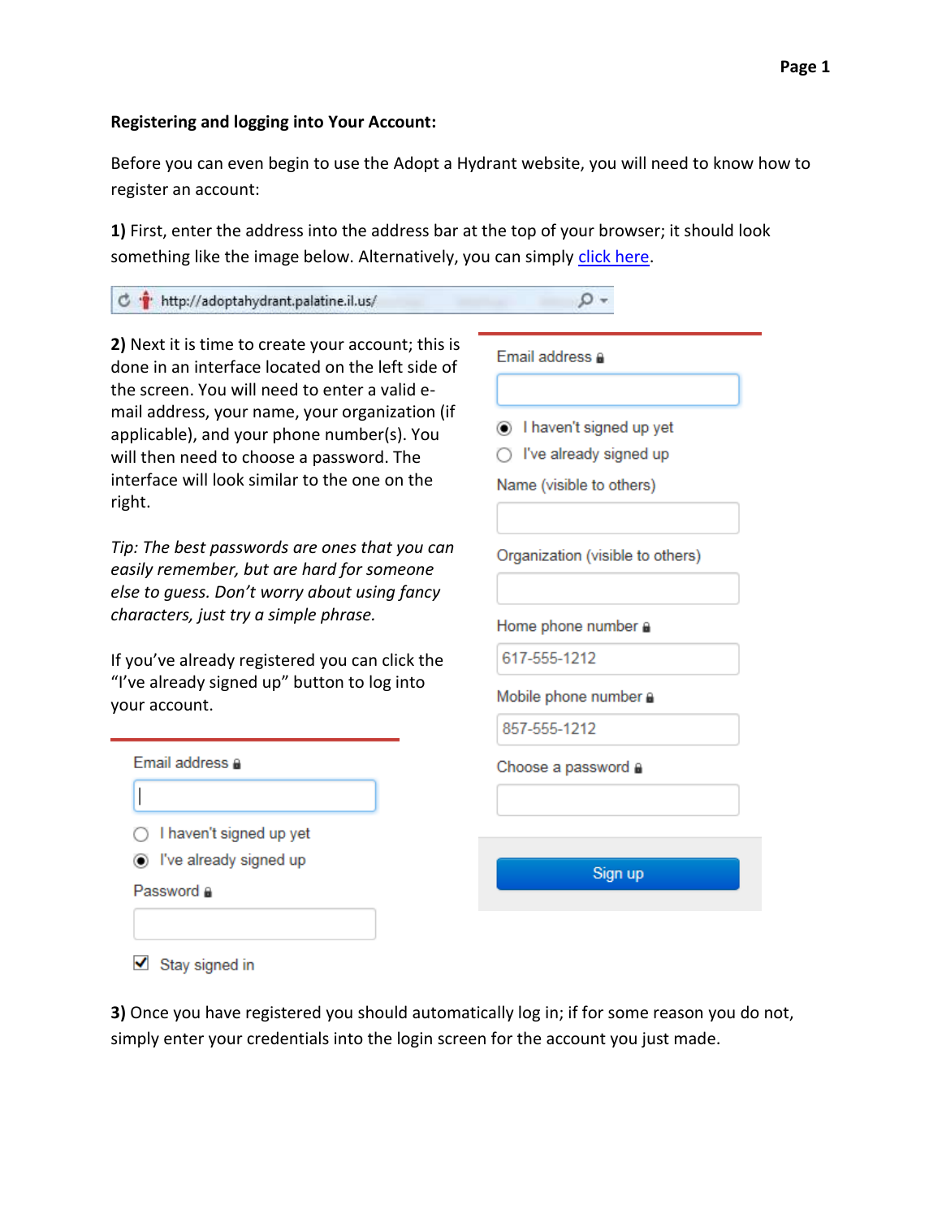**Registering and logging into Your Account:**

Before you can even begin to use the Adopt a Hydrant website, you will need to know how to register an account:

**1)** First, enter the address into the address bar at the top of your browser; it should look something like the image below. Alternatively, you can simply click here.

http://adoptahydrant.palatine.il.us/

**2)** Next it is time to create your account; this is done in an interface located on the left side of the screen. You will need to enter a valid e-mail address, your name, your organization (if applicable), and your phone number(s). You will then need to choose a password. The interface will look similar to the one on the right.

*Tip: The best passwords are ones that you can easily remember, but are hard for someone else to guess. Don't worry about using fancy characters, just try a simple phrase.*

If you've already registered you can click the "I've already signed up" button to log into your account.

Email address

I haven't signed up yet

I've already signed up

Password

Stay signed in

Email address

I haven't signed up yet

I've already signed up

Name (visible to others)

Organization (visible to others)

Home phone number

617-555-1212

Mobile phone number

857-555-1212

Choose a password

Sign up

**3)** Once you have registered you should automatically log in; if for some reason you do not, simply enter your credentials into the login screen for the account you just made.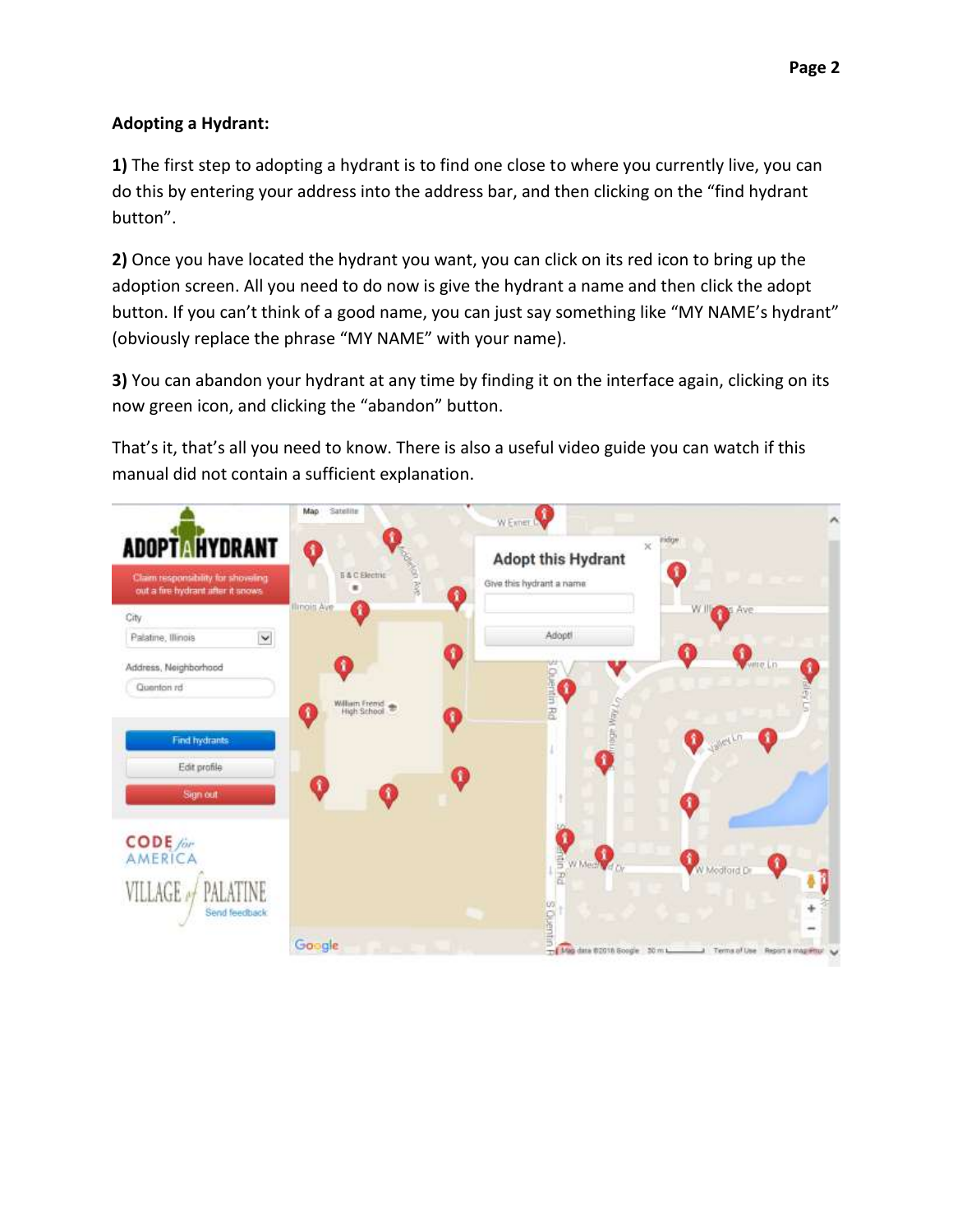**Adopting a Hydrant:**

**1)** The first step to adopting a hydrant is to find one close to where you currently live, you can do this by entering your address into the address bar, and then clicking on the "find hydrant button".

**2)** Once you have located the hydrant you want, you can click on its red icon to bring up the adoption screen. All you need to do now is give the hydrant a name and then click the adopt button. If you can't think of a good name, you can just say something like "MY NAME's hydrant" (obviously replace the phrase "MY NAME" with your name).

**3)** You can abandon your hydrant at any time by finding it on the interface again, clicking on its now green icon, and clicking the "abandon" button.

That's it, that's all you need to know. There is also a useful video guide you can watch if this manual did not contain a sufficient explanation.